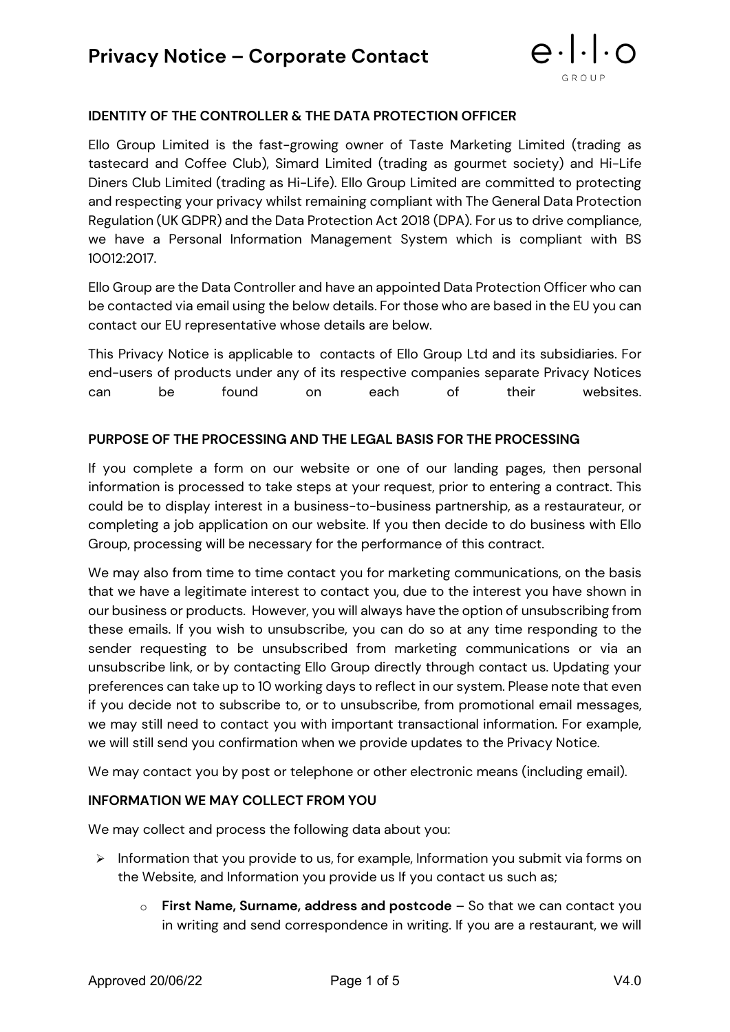# Privacy Notice – Corporate Contact

**IDENTITY OF THE CONTROLLER & THE DATA PROTECTION OFFICER**

Ello Group Limited is the fast-growing owner of Taste Marketing Limited (trading as tastecard and Coffee Club), Simard Limited (trading as gourmet society) and Hi-Life Diners Club Limited (trading as Hi-Life). Ello Group Limited are committed to protecting and respecting your privacy whilst remaining compliant with The General Data Protection Regulation (UK GDPR) and the Data Protection Act 2018 (DPA). For us to drive compliance, we have a Personal Information Management System which is compliant with BS 10012:2017.

Ello Group are the Data Controller and have an appointed Data Protection Officer who can be contacted via email using the below details. For those who are based in the EU you can contact our EU representative whose details are below.

This Privacy Notice is applicable to contacts of Ello Group Ltd and its subsidiaries. For end-users of products under any of its respective companies separate Privacy Notices can be found on each of their websites.

**PURPOSE OF THE PROCESSING AND THE LEGAL BASIS FOR THE PROCESSING**

If you complete a form on our website or one of our landing pages, then personal information is processed to take steps at your request, prior to entering a contract. This could be to display interest in a business-to-business partnership, as a restaurateur, or completing a job application on our website. If you then decide to do business with Ello Group, processing will be necessary for the performance of this contract.

We may also from time to time contact you for marketing communications, on the basis that we have a legitimate interest to contact you, due to the interest you have shown in our business or products. However, you will always have the option of unsubscribing from these emails. If you wish to unsubscribe, you can do so at any time responding to the sender requesting to be unsubscribed from marketing communications or via an unsubscribe link, or by contacting Ello Group directly through contact us. Updating your preferences can take up to 10 working days to reflect in our system. Please note that even if you decide not to subscribe to, or to unsubscribe, from promotional email messages, we may still need to contact you with important transactional information. For example, we will still send you confirmation when we provide updates to the Privacy Notice.

We may contact you by post or telephone or other electronic means (including email).

**INFORMATION WE MAY COLLECT FROM YOU**

We may collect and process the following data about you:

- Information that you provide to us, for example, Information you submit via forms on the Website, and Information you provide us If you contact us such as;
  - **First Name, Surname, address and postcode** – So that we can contact you in writing and send correspondence in writing. If you are a restaurant, we will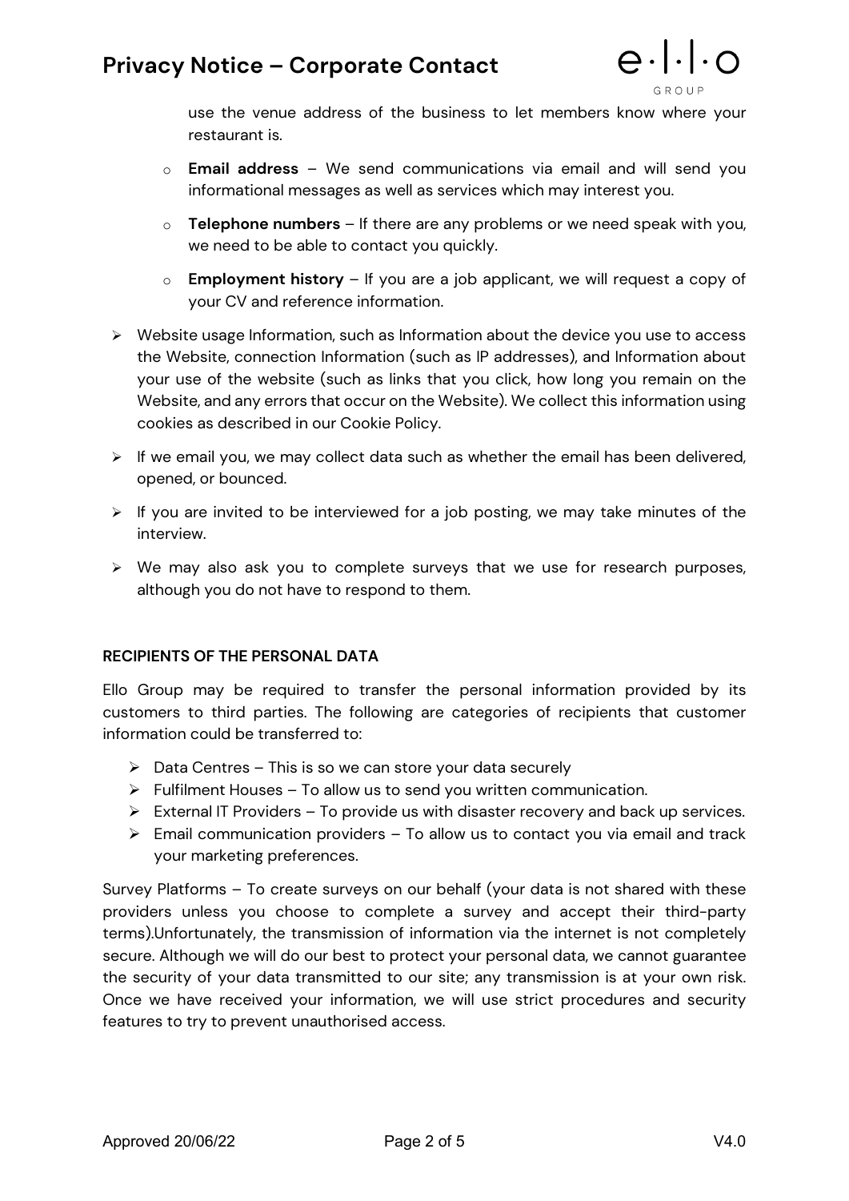use the venue address of the business to let members know where your restaurant is.

  - **Email address** – We send communications via email and will send you informational messages as well as services which may interest you.
  - **Telephone numbers** – If there are any problems or we need speak with you, we need to be able to contact you quickly.
  - **Employment history** – If you are a job applicant, we will request a copy of your CV and reference information.

- Website usage Information, such as Information about the device you use to access the Website, connection Information (such as IP addresses), and Information about your use of the website (such as links that you click, how long you remain on the Website, and any errors that occur on the Website). We collect this information using cookies as described in our Cookie Policy.
- If we email you, we may collect data such as whether the email has been delivered, opened, or bounced.
- If you are invited to be interviewed for a job posting, we may take minutes of the interview.
- We may also ask you to complete surveys that we use for research purposes, although you do not have to respond to them.

**RECIPIENTS OF THE PERSONAL DATA**

Ello Group may be required to transfer the personal information provided by its customers to third parties. The following are categories of recipients that customer information could be transferred to:

- Data Centres – This is so we can store your data securely
- Fulfilment Houses – To allow us to send you written communication.
- External IT Providers – To provide us with disaster recovery and back up services.
- Email communication providers – To allow us to contact you via email and track your marketing preferences.

Survey Platforms – To create surveys on our behalf (your data is not shared with these providers unless you choose to complete a survey and accept their third-party terms).Unfortunately, the transmission of information via the internet is not completely secure. Although we will do our best to protect your personal data, we cannot guarantee the security of your data transmitted to our site; any transmission is at your own risk. Once we have received your information, we will use strict procedures and security features to try to prevent unauthorised access.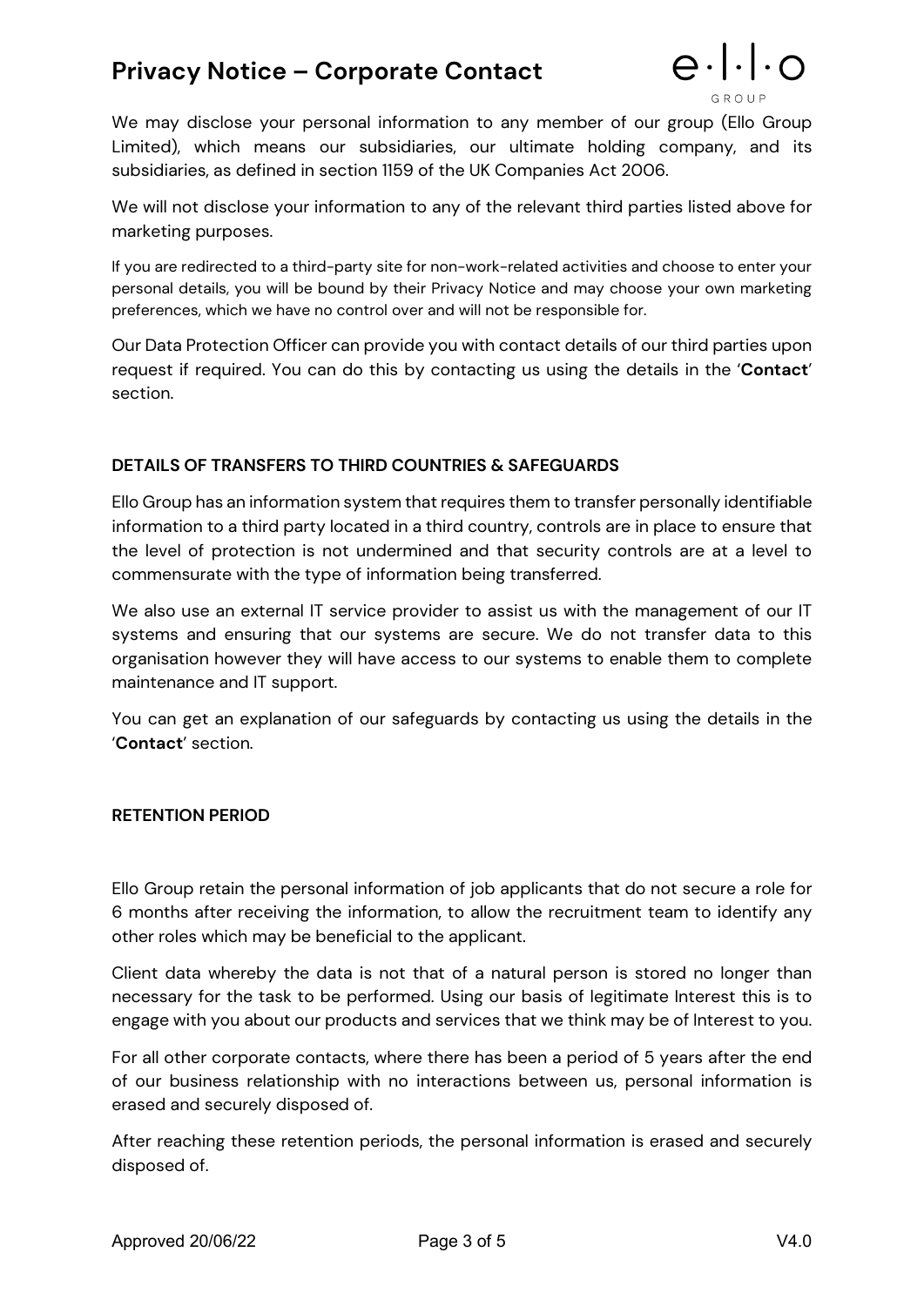We may disclose your personal information to any member of our group (Ello Group Limited), which means our subsidiaries, our ultimate holding company, and its subsidiaries, as defined in section 1159 of the UK Companies Act 2006.

We will not disclose your information to any of the relevant third parties listed above for marketing purposes.

If you are redirected to a third-party site for non-work-related activities and choose to enter your personal details, you will be bound by their Privacy Notice and may choose your own marketing preferences, which we have no control over and will not be responsible for.

Our Data Protection Officer can provide you with contact details of our third parties upon request if required. You can do this by contacting us using the details in the '**Contact**' section.

## DETAILS OF TRANSFERS TO THIRD COUNTRIES & SAFEGUARDS

Ello Group has an information system that requires them to transfer personally identifiable information to a third party located in a third country, controls are in place to ensure that the level of protection is not undermined and that security controls are at a level to commensurate with the type of information being transferred.

We also use an external IT service provider to assist us with the management of our IT systems and ensuring that our systems are secure. We do not transfer data to this organisation however they will have access to our systems to enable them to complete maintenance and IT support.

You can get an explanation of our safeguards by contacting us using the details in the '**Contact**' section.

## RETENTION PERIOD

Ello Group retain the personal information of job applicants that do not secure a role for 6 months after receiving the information, to allow the recruitment team to identify any other roles which may be beneficial to the applicant.

Client data whereby the data is not that of a natural person is stored no longer than necessary for the task to be performed. Using our basis of legitimate Interest this is to engage with you about our products and services that we think may be of Interest to you.

For all other corporate contacts, where there has been a period of 5 years after the end of our business relationship with no interactions between us, personal information is erased and securely disposed of.

After reaching these retention periods, the personal information is erased and securely disposed of.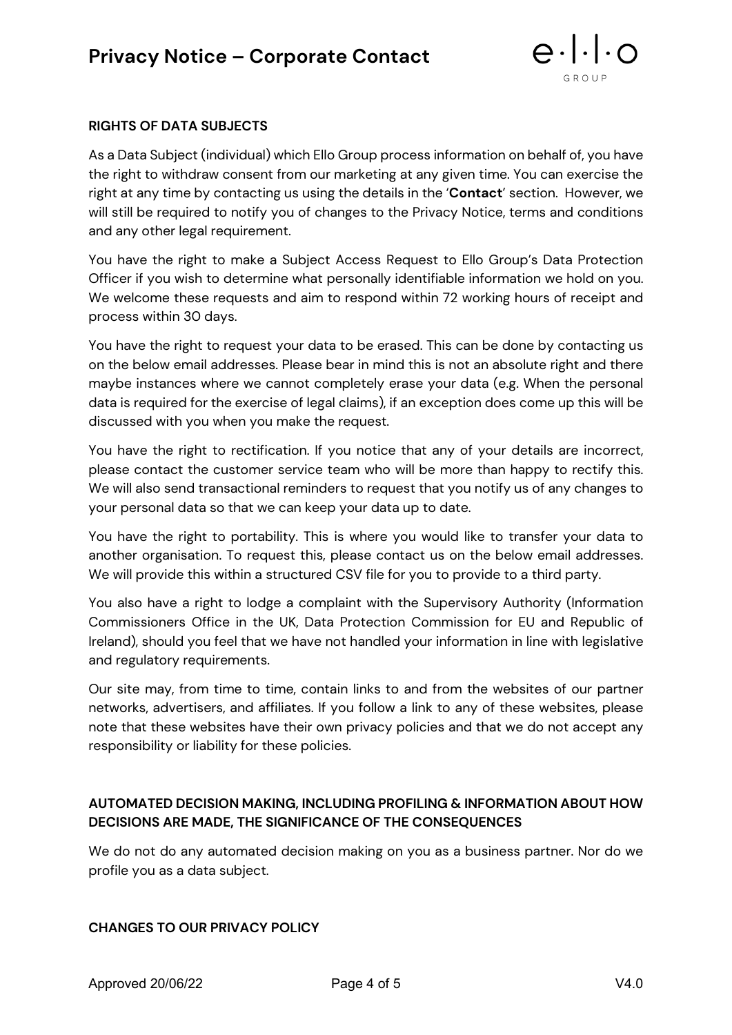## RIGHTS OF DATA SUBJECTS

As a Data Subject (individual) which Ello Group process information on behalf of, you have the right to withdraw consent from our marketing at any given time. You can exercise the right at any time by contacting us using the details in the '**Contact**' section. However, we will still be required to notify you of changes to the Privacy Notice, terms and conditions and any other legal requirement.

You have the right to make a Subject Access Request to Ello Group's Data Protection Officer if you wish to determine what personally identifiable information we hold on you. We welcome these requests and aim to respond within 72 working hours of receipt and process within 30 days.

You have the right to request your data to be erased. This can be done by contacting us on the below email addresses. Please bear in mind this is not an absolute right and there maybe instances where we cannot completely erase your data (e.g. When the personal data is required for the exercise of legal claims), if an exception does come up this will be discussed with you when you make the request.

You have the right to rectification. If you notice that any of your details are incorrect, please contact the customer service team who will be more than happy to rectify this. We will also send transactional reminders to request that you notify us of any changes to your personal data so that we can keep your data up to date.

You have the right to portability. This is where you would like to transfer your data to another organisation. To request this, please contact us on the below email addresses. We will provide this within a structured CSV file for you to provide to a third party.

You also have a right to lodge a complaint with the Supervisory Authority (Information Commissioners Office in the UK, Data Protection Commission for EU and Republic of Ireland), should you feel that we have not handled your information in line with legislative and regulatory requirements.

Our site may, from time to time, contain links to and from the websites of our partner networks, advertisers, and affiliates. If you follow a link to any of these websites, please note that these websites have their own privacy policies and that we do not accept any responsibility or liability for these policies.

## AUTOMATED DECISION MAKING, INCLUDING PROFILING & INFORMATION ABOUT HOW DECISIONS ARE MADE, THE SIGNIFICANCE OF THE CONSEQUENCES

We do not do any automated decision making on you as a business partner. Nor do we profile you as a data subject.

## CHANGES TO OUR PRIVACY POLICY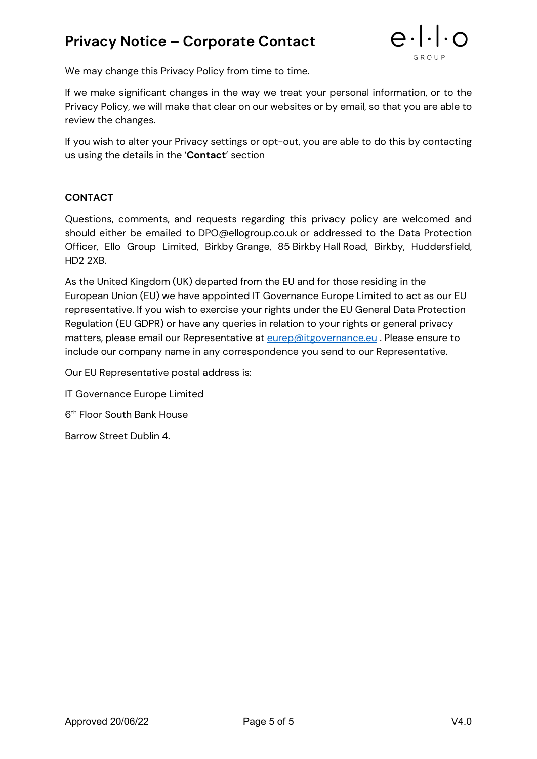We may change this Privacy Policy from time to time.

If we make significant changes in the way we treat your personal information, or to the Privacy Policy, we will make that clear on our websites or by email, so that you are able to review the changes.

If you wish to alter your Privacy settings or opt-out, you are able to do this by contacting us using the details in the '**Contact**' section

**CONTACT**

Questions, comments, and requests regarding this privacy policy are welcomed and should either be emailed to DPO@ellogroup.co.uk or addressed to the Data Protection Officer, Ello Group Limited, Birkby Grange, 85 Birkby Hall Road, Birkby, Huddersfield, HD2 2XB.

As the United Kingdom (UK) departed from the EU and for those residing in the European Union (EU) we have appointed IT Governance Europe Limited to act as our EU representative. If you wish to exercise your rights under the EU General Data Protection Regulation (EU GDPR) or have any queries in relation to your rights or general privacy matters, please email our Representative at eurep@itgovernance.eu . Please ensure to include our company name in any correspondence you send to our Representative.

Our EU Representative postal address is:

IT Governance Europe Limited

6th Floor South Bank House

Barrow Street Dublin 4.